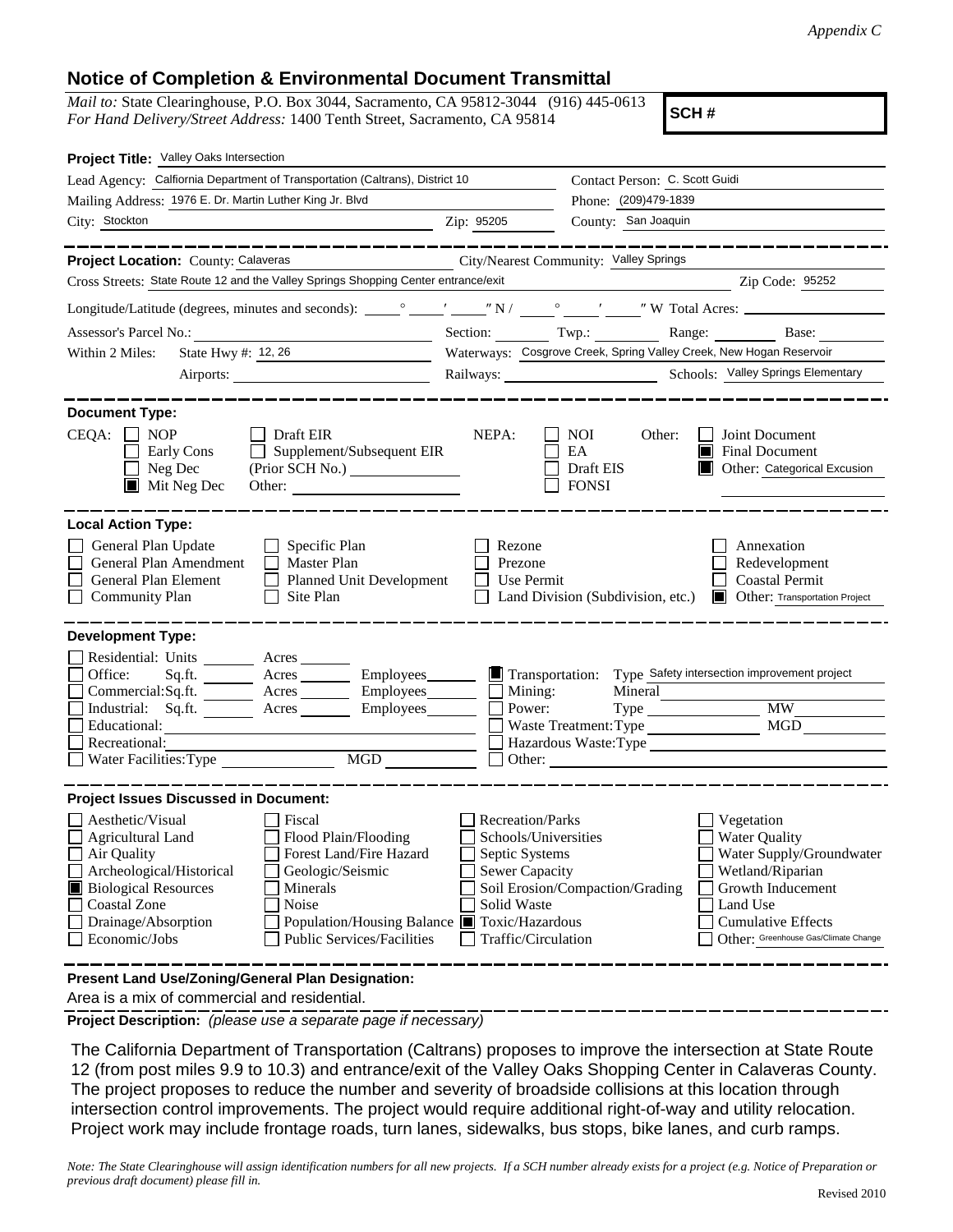*Appendix C*

## Notice of Completion & Environmental Document Transmittal

*Mail to:* State Clearinghouse, P.O. Box 3044, Sacramento, CA 95812-3044 (916) 445-0613
*For Hand Delivery/Street Address:* 1400 Tenth Street, Sacramento, CA 95814

**SCH #**

**Project Title:** Valley Oaks Intersection

Lead Agency: Calfiornia Department of Transportation (Caltrans), District 10
Contact Person: C. Scott Guidi
Mailing Address: 1976 E. Dr. Martin Luther King Jr. Blvd
Phone: (209)479-1839
City: Stockton
Zip: 95205
County: San Joaquin

**Project Location:** County: Calaveras
City/Nearest Community: Valley Springs
Cross Streets: State Route 12 and the Valley Springs Shopping Center entrance/exit
Zip Code: 95252

Longitude/Latitude (degrees, minutes and seconds): ° ′ ″ N / ° ′ ″ W Total Acres:

Assessor's Parcel No.:
Section: Twp.: Range: Base:

Within 2 Miles: State Hwy #: 12, 26
Waterways: Cosgrove Creek, Spring Valley Creek, New Hogan Reservoir
Airports:
Railways:
Schools: Valley Springs Elementary

**Document Type:**

CEQA:
- [ ] NOP
- [ ] Early Cons
- [ ] Neg Dec
- [x] Mit Neg Dec
- [ ] Draft EIR
- [ ] Supplement/Subsequent EIR (Prior SCH No.)
- Other:

NEPA:
- [ ] NOI
- [ ] EA
- [ ] Draft EIS
- [ ] FONSI

Other:
- [ ] Joint Document
- [x] Final Document
- [x] Other: Categorical Excusion

**Local Action Type:**

- [ ] General Plan Update
- [ ] General Plan Amendment
- [ ] General Plan Element
- [ ] Community Plan
- [ ] Specific Plan
- [ ] Master Plan
- [ ] Planned Unit Development
- [ ] Site Plan
- [ ] Rezone
- [ ] Prezone
- [ ] Use Permit
- [ ] Land Division (Subdivision, etc.)
- [ ] Annexation
- [ ] Redevelopment
- [ ] Coastal Permit
- [x] Other: Transportation Project

**Development Type:**

- [ ] Residential: Units Acres
- [ ] Office: Sq.ft. Acres Employees
- [ ] Commercial: Sq.ft. Acres Employees
- [ ] Industrial: Sq.ft. Acres Employees
- [ ] Educational:
- [ ] Recreational:
- [ ] Water Facilities: Type MGD
- [x] Transportation: Type Safety intersection improvement project
- [ ] Mining: Mineral
- [ ] Power: Type MW
- [ ] Waste Treatment: Type MGD
- [ ] Hazardous Waste: Type
- [ ] Other:

**Project Issues Discussed in Document:**

- [ ] Aesthetic/Visual
- [ ] Agricultural Land
- [ ] Air Quality
- [ ] Archeological/Historical
- [x] Biological Resources
- [ ] Coastal Zone
- [ ] Drainage/Absorption
- [ ] Economic/Jobs
- [ ] Fiscal
- [ ] Flood Plain/Flooding
- [ ] Forest Land/Fire Hazard
- [ ] Geologic/Seismic
- [ ] Minerals
- [ ] Noise
- [ ] Population/Housing Balance
- [ ] Public Services/Facilities
- [ ] Recreation/Parks
- [ ] Schools/Universities
- [ ] Septic Systems
- [ ] Sewer Capacity
- [ ] Soil Erosion/Compaction/Grading
- [ ] Solid Waste
- [x] Toxic/Hazardous
- [ ] Traffic/Circulation
- [ ] Vegetation
- [ ] Water Quality
- [ ] Water Supply/Groundwater
- [ ] Wetland/Riparian
- [ ] Growth Inducement
- [ ] Land Use
- [ ] Cumulative Effects
- [ ] Other: Greenhouse Gas/Climate Change

**Present Land Use/Zoning/General Plan Designation:**

Area is a mix of commercial and residential.

**Project Description:** *(please use a separate page if necessary)*

The California Department of Transportation (Caltrans) proposes to improve the intersection at State Route 12 (from post miles 9.9 to 10.3) and entrance/exit of the Valley Oaks Shopping Center in Calaveras County. The project proposes to reduce the number and severity of broadside collisions at this location through intersection control improvements. The project would require additional right-of-way and utility relocation. Project work may include frontage roads, turn lanes, sidewalks, bus stops, bike lanes, and curb ramps.

*Note: The State Clearinghouse will assign identification numbers for all new projects. If a SCH number already exists for a project (e.g. Notice of Preparation or previous draft document) please fill in.*

Revised 2010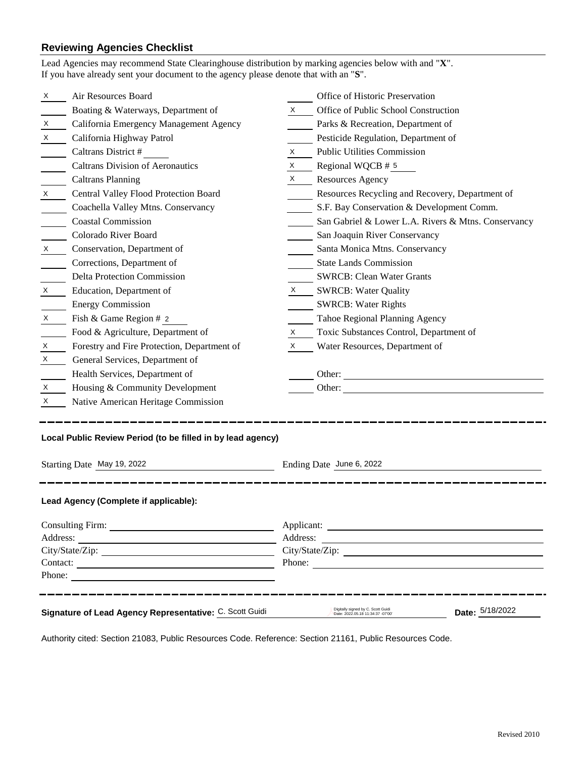## Reviewing Agencies Checklist

Lead Agencies may recommend State Clearinghouse distribution by marking agencies below with and "**X**". If you have already sent your document to the agency please denote that with an "**S**".

| | | | |
|---|---|---|---|
| X | Air Resources Board | | Office of Historic Preservation |
| | Boating & Waterways, Department of | X | Office of Public School Construction |
| X | California Emergency Management Agency | | Parks & Recreation, Department of |
| X | California Highway Patrol | | Pesticide Regulation, Department of |
| | Caltrans District # | X | Public Utilities Commission |
| | Caltrans Division of Aeronautics | X | Regional WQCB # 5 |
| | Caltrans Planning | X | Resources Agency |
| X | Central Valley Flood Protection Board | | Resources Recycling and Recovery, Department of |
| | Coachella Valley Mtns. Conservancy | | S.F. Bay Conservation & Development Comm. |
| | Coastal Commission | | San Gabriel & Lower L.A. Rivers & Mtns. Conservancy |
| | Colorado River Board | | San Joaquin River Conservancy |
| X | Conservation, Department of | | Santa Monica Mtns. Conservancy |
| | Corrections, Department of | | State Lands Commission |
| | Delta Protection Commission | | SWRCB: Clean Water Grants |
| X | Education, Department of | X | SWRCB: Water Quality |
| | Energy Commission | | SWRCB: Water Rights |
| X | Fish & Game Region # 2 | | Tahoe Regional Planning Agency |
| | Food & Agriculture, Department of | X | Toxic Substances Control, Department of |
| X | Forestry and Fire Protection, Department of | X | Water Resources, Department of |
| X | General Services, Department of | | |
| | Health Services, Department of | | Other: |
| X | Housing & Community Development | | Other: |
| X | Native American Heritage Commission | | |

---

**Local Public Review Period (to be filled in by lead agency)**

Starting Date May 19, 2022 | Ending Date June 6, 2022

---

**Lead Agency (Complete if applicable):**

Consulting Firm:
Address:
City/State/Zip:
Contact:
Phone:

Applicant:
Address:
City/State/Zip:
Phone:

---

**Signature of Lead Agency Representative:** C. Scott Guidi | Digitally signed by C. Scott Guidi Date: 2022.05.18 11:34:37 -07'00' | **Date:** 5/18/2022

Authority cited: Section 21083, Public Resources Code. Reference: Section 21161, Public Resources Code.

Revised 2010